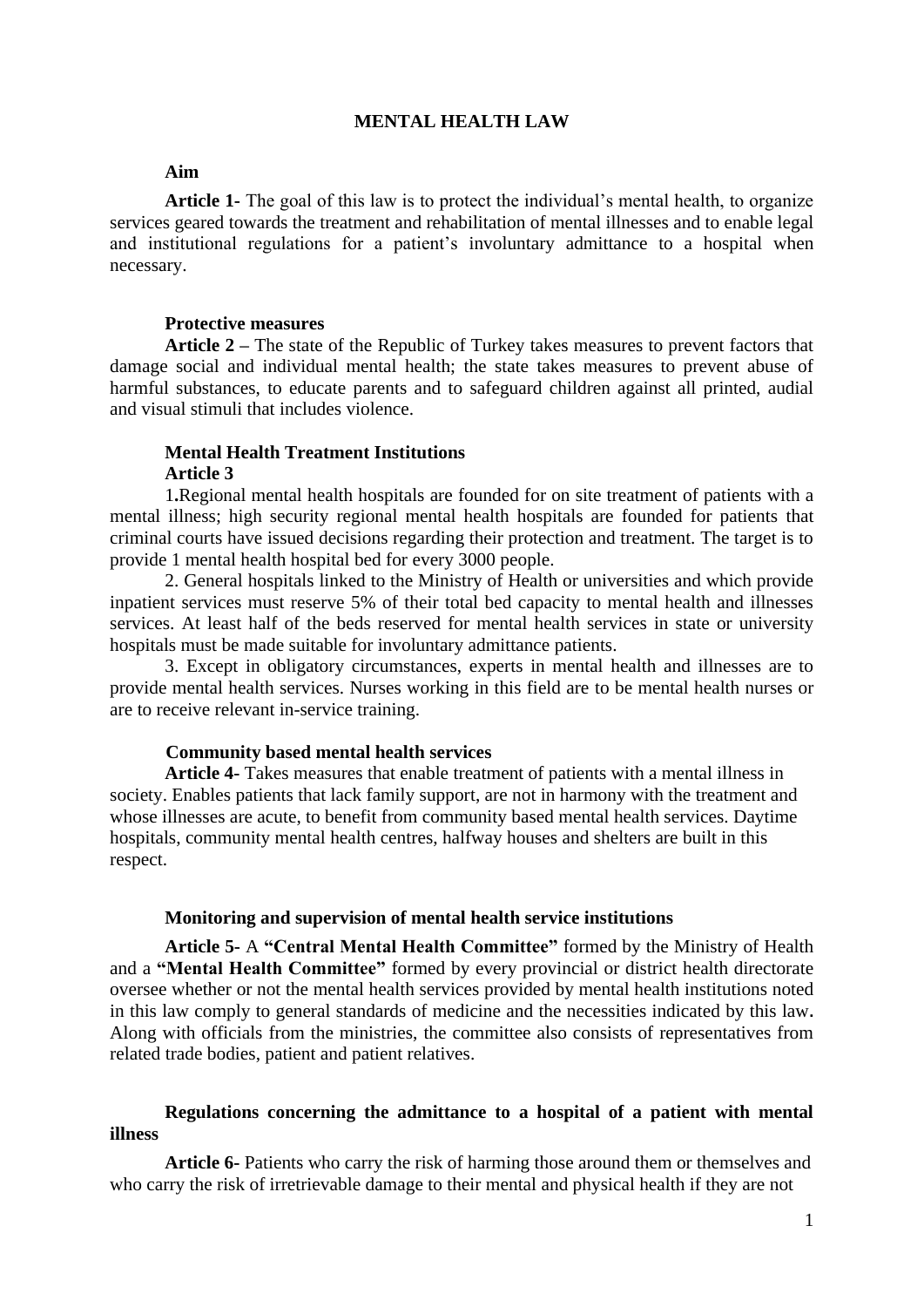# MENTAL HEALTH LAW

### Aim

**Article 1-** The goal of this law is to protect the individual's mental health, to organize services geared towards the treatment and rehabilitation of mental illnesses and to enable legal and institutional regulations for a patient's involuntary admittance to a hospital when necessary.

### Protective measures

**Article 2 –** The state of the Republic of Turkey takes measures to prevent factors that damage social and individual mental health; the state takes measures to prevent abuse of harmful substances, to educate parents and to safeguard children against all printed, audial and visual stimuli that includes violence.

### Mental Health Treatment Institutions

**Article 3**

1**.**Regional mental health hospitals are founded for on site treatment of patients with a mental illness; high security regional mental health hospitals are founded for patients that criminal courts have issued decisions regarding their protection and treatment. The target is to provide 1 mental health hospital bed for every 3000 people.

2. General hospitals linked to the Ministry of Health or universities and which provide inpatient services must reserve 5% of their total bed capacity to mental health and illnesses services. At least half of the beds reserved for mental health services in state or university hospitals must be made suitable for involuntary admittance patients.

3. Except in obligatory circumstances, experts in mental health and illnesses are to provide mental health services. Nurses working in this field are to be mental health nurses or are to receive relevant in-service training.

### Community based mental health services

**Article 4-** Takes measures that enable treatment of patients with a mental illness in society. Enables patients that lack family support, are not in harmony with the treatment and whose illnesses are acute, to benefit from community based mental health services. Daytime hospitals, community mental health centres, halfway houses and shelters are built in this respect.

### Monitoring and supervision of mental health service institutions

**Article 5-** A **"Central Mental Health Committee"** formed by the Ministry of Health and a **"Mental Health Committee"** formed by every provincial or district health directorate oversee whether or not the mental health services provided by mental health institutions noted in this law comply to general standards of medicine and the necessities indicated by this law**.** Along with officials from the ministries, the committee also consists of representatives from related trade bodies, patient and patient relatives.

### Regulations concerning the admittance to a hospital of a patient with mental illness

**Article 6-** Patients who carry the risk of harming those around them or themselves and who carry the risk of irretrievable damage to their mental and physical health if they are not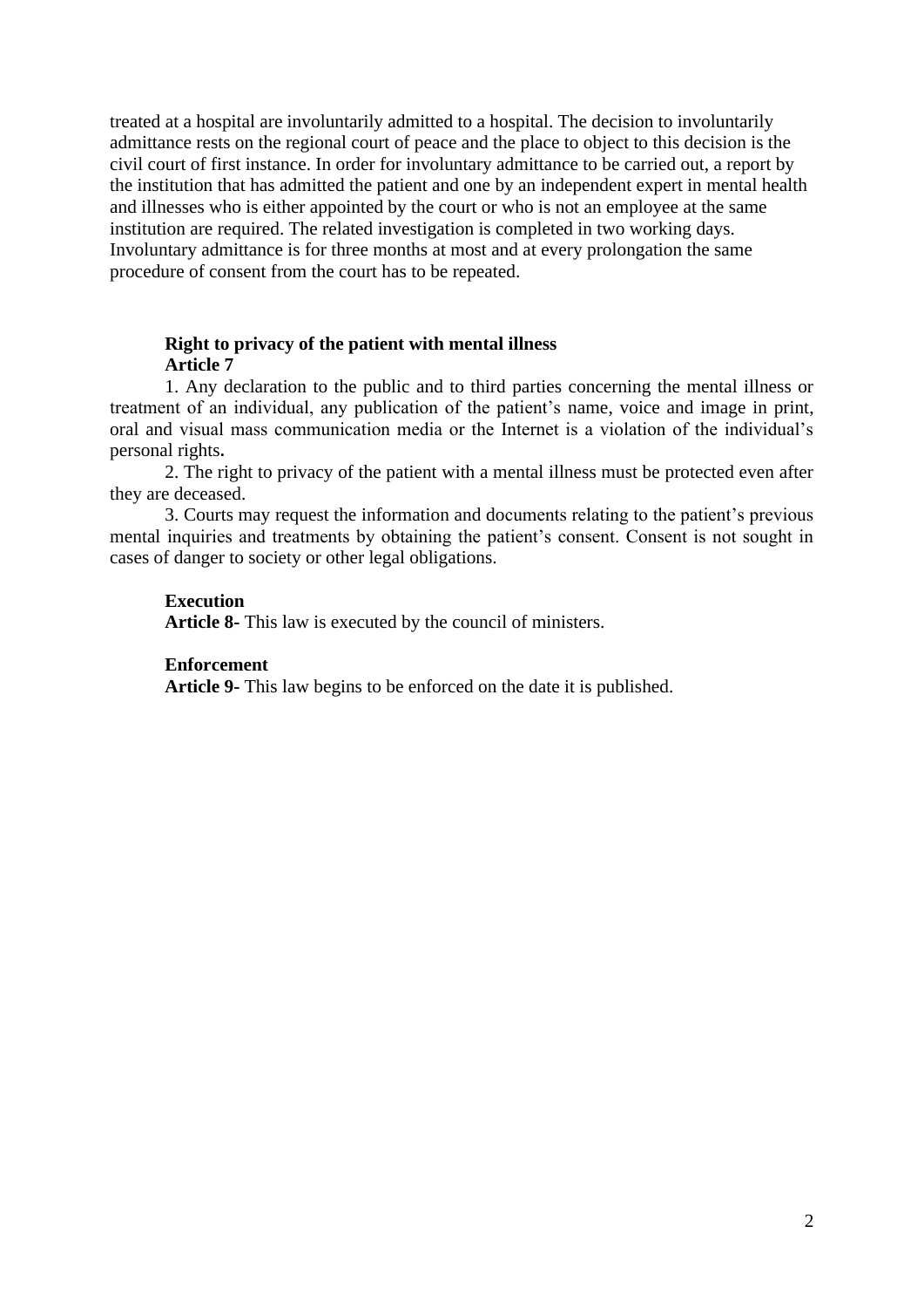treated at a hospital are involuntarily admitted to a hospital. The decision to involuntarily admittance rests on the regional court of peace and the place to object to this decision is the civil court of first instance. In order for involuntary admittance to be carried out, a report by the institution that has admitted the patient and one by an independent expert in mental health and illnesses who is either appointed by the court or who is not an employee at the same institution are required. The related investigation is completed in two working days. Involuntary admittance is for three months at most and at every prolongation the same procedure of consent from the court has to be repeated.

**Right to privacy of the patient with mental illness**
**Article 7**

1. Any declaration to the public and to third parties concerning the mental illness or treatment of an individual, any publication of the patient's name, voice and image in print, oral and visual mass communication media or the Internet is a violation of the individual's personal rights**.**

2. The right to privacy of the patient with a mental illness must be protected even after they are deceased.

3. Courts may request the information and documents relating to the patient's previous mental inquiries and treatments by obtaining the patient's consent. Consent is not sought in cases of danger to society or other legal obligations.

**Execution**
**Article 8-** This law is executed by the council of ministers.

**Enforcement**
**Article 9-** This law begins to be enforced on the date it is published.